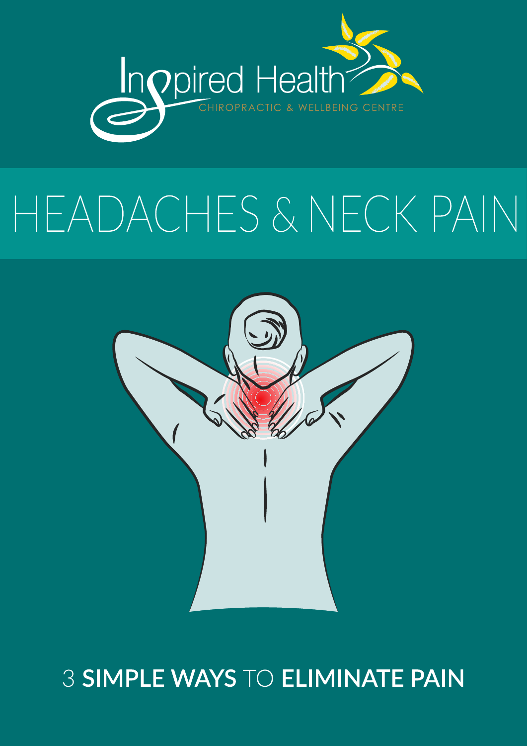Inspired Health

CHIROPRACTIC & WELLBEING CENTRE

# HEADACHES & NECK PAIN

## 3 **SIMPLE WAYS** TO **ELIMINATE PAIN**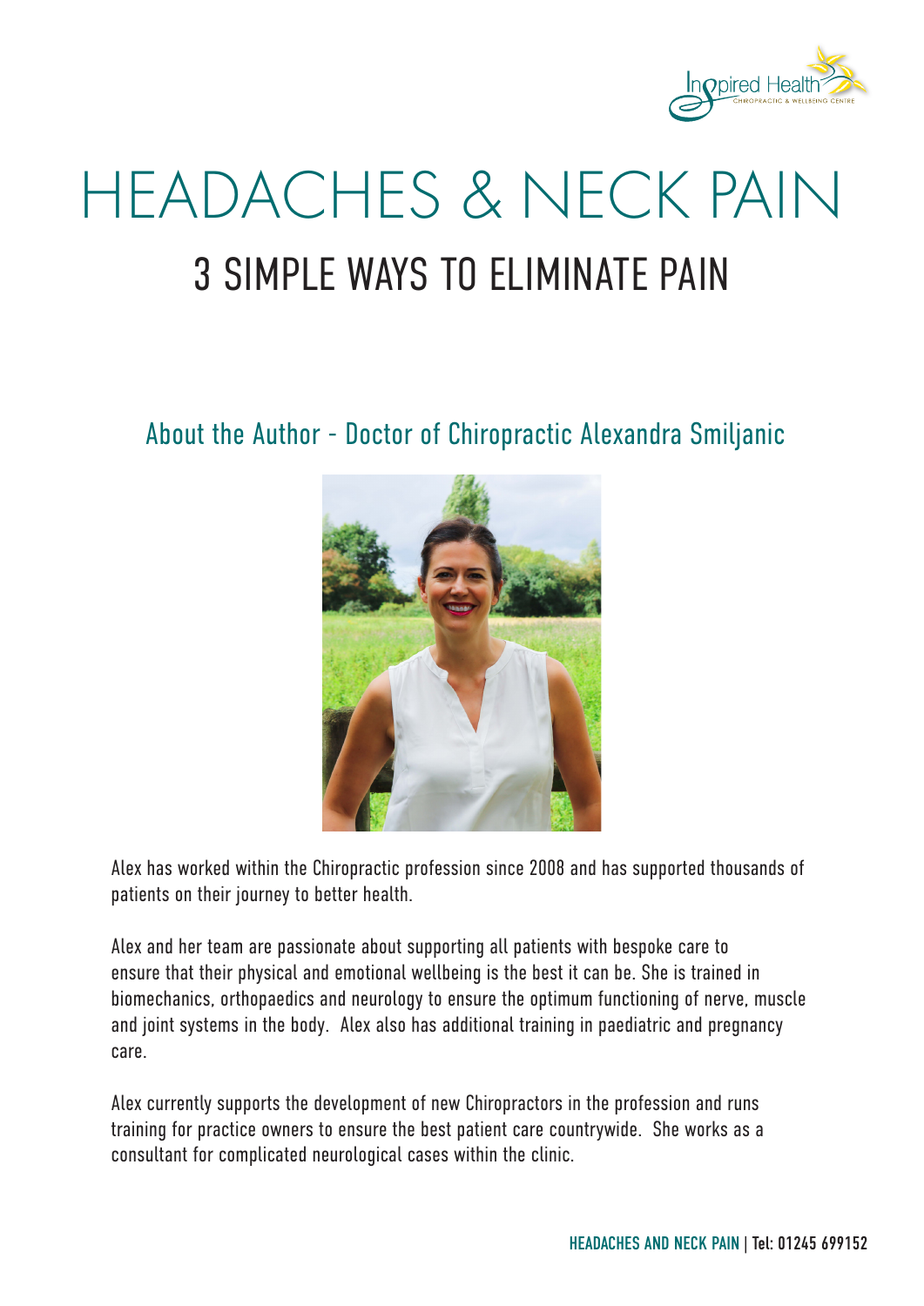# HEADACHES & NECK PAIN

## 3 SIMPLE WAYS TO ELIMINATE PAIN

### About the Author - Doctor of Chiropractic Alexandra Smiljanic

Alex has worked within the Chiropractic profession since 2008 and has supported thousands of patients on their journey to better health.

Alex and her team are passionate about supporting all patients with bespoke care to ensure that their physical and emotional wellbeing is the best it can be. She is trained in biomechanics, orthopaedics and neurology to ensure the optimum functioning of nerve, muscle and joint systems in the body. Alex also has additional training in paediatric and pregnancy care.

Alex currently supports the development of new Chiropractors in the profession and runs training for practice owners to ensure the best patient care countrywide. She works as a consultant for complicated neurological cases within the clinic.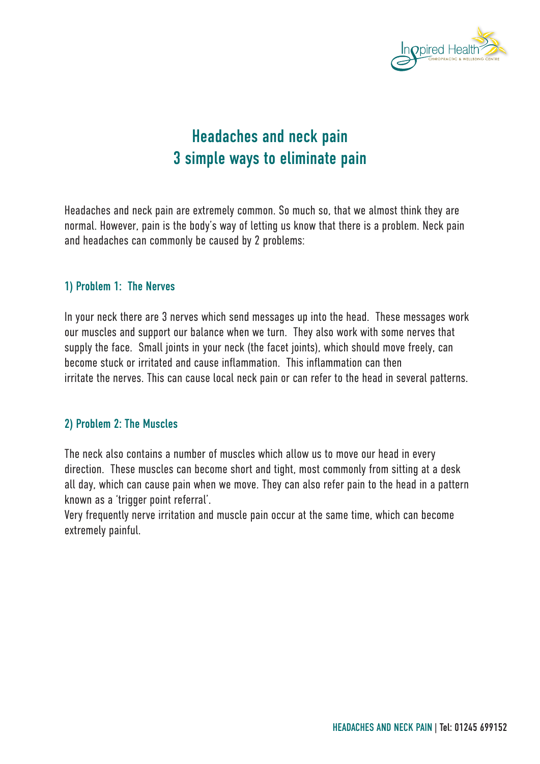# Headaches and neck pain
# 3 simple ways to eliminate pain

Headaches and neck pain are extremely common. So much so, that we almost think they are normal. However, pain is the body's way of letting us know that there is a problem. Neck pain and headaches can commonly be caused by 2 problems:

## 1) Problem 1: The Nerves

In your neck there are 3 nerves which send messages up into the head. These messages work our muscles and support our balance when we turn. They also work with some nerves that supply the face. Small joints in your neck (the facet joints), which should move freely, can become stuck or irritated and cause inflammation. This inflammation can then irritate the nerves. This can cause local neck pain or can refer to the head in several patterns.

## 2) Problem 2: The Muscles

The neck also contains a number of muscles which allow us to move our head in every direction. These muscles can become short and tight, most commonly from sitting at a desk all day, which can cause pain when we move. They can also refer pain to the head in a pattern known as a 'trigger point referral'.

Very frequently nerve irritation and muscle pain occur at the same time, which can become extremely painful.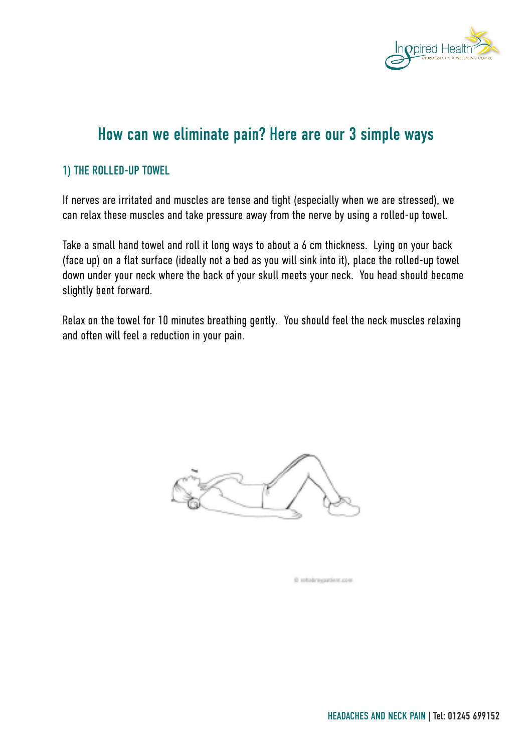## How can we eliminate pain? Here are our 3 simple ways

### 1) THE ROLLED-UP TOWEL

If nerves are irritated and muscles are tense and tight (especially when we are stressed), we can relax these muscles and take pressure away from the nerve by using a rolled-up towel.

Take a small hand towel and roll it long ways to about a 6 cm thickness. Lying on your back (face up) on a flat surface (ideally not a bed as you will sink into it), place the rolled-up towel down under your neck where the back of your skull meets your neck. You head should become slightly bent forward.

Relax on the towel for 10 minutes breathing gently. You should feel the neck muscles relaxing and often will feel a reduction in your pain.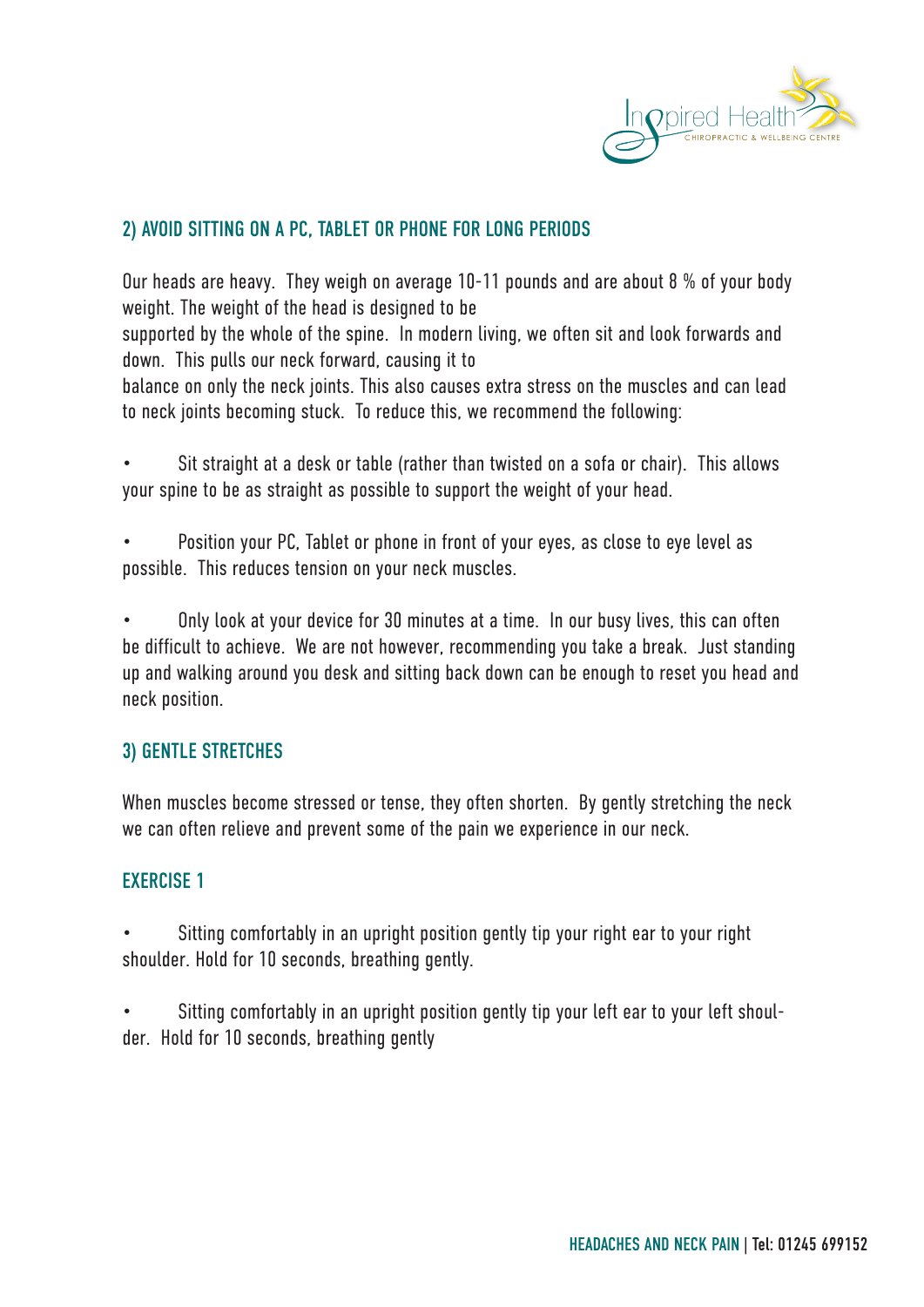## 2) AVOID SITTING ON A PC, TABLET OR PHONE FOR LONG PERIODS

Our heads are heavy. They weigh on average 10-11 pounds and are about 8 % of your body weight. The weight of the head is designed to be supported by the whole of the spine. In modern living, we often sit and look forwards and down. This pulls our neck forward, causing it to balance on only the neck joints. This also causes extra stress on the muscles and can lead to neck joints becoming stuck. To reduce this, we recommend the following:

- Sit straight at a desk or table (rather than twisted on a sofa or chair). This allows your spine to be as straight as possible to support the weight of your head.
- Position your PC, Tablet or phone in front of your eyes, as close to eye level as possible. This reduces tension on your neck muscles.
- Only look at your device for 30 minutes at a time. In our busy lives, this can often be difficult to achieve. We are not however, recommending you take a break. Just standing up and walking around you desk and sitting back down can be enough to reset you head and neck position.

## 3) GENTLE STRETCHES

When muscles become stressed or tense, they often shorten. By gently stretching the neck we can often relieve and prevent some of the pain we experience in our neck.

### EXERCISE 1

- Sitting comfortably in an upright position gently tip your right ear to your right shoulder. Hold for 10 seconds, breathing gently.
- Sitting comfortably in an upright position gently tip your left ear to your left shoulder. Hold for 10 seconds, breathing gently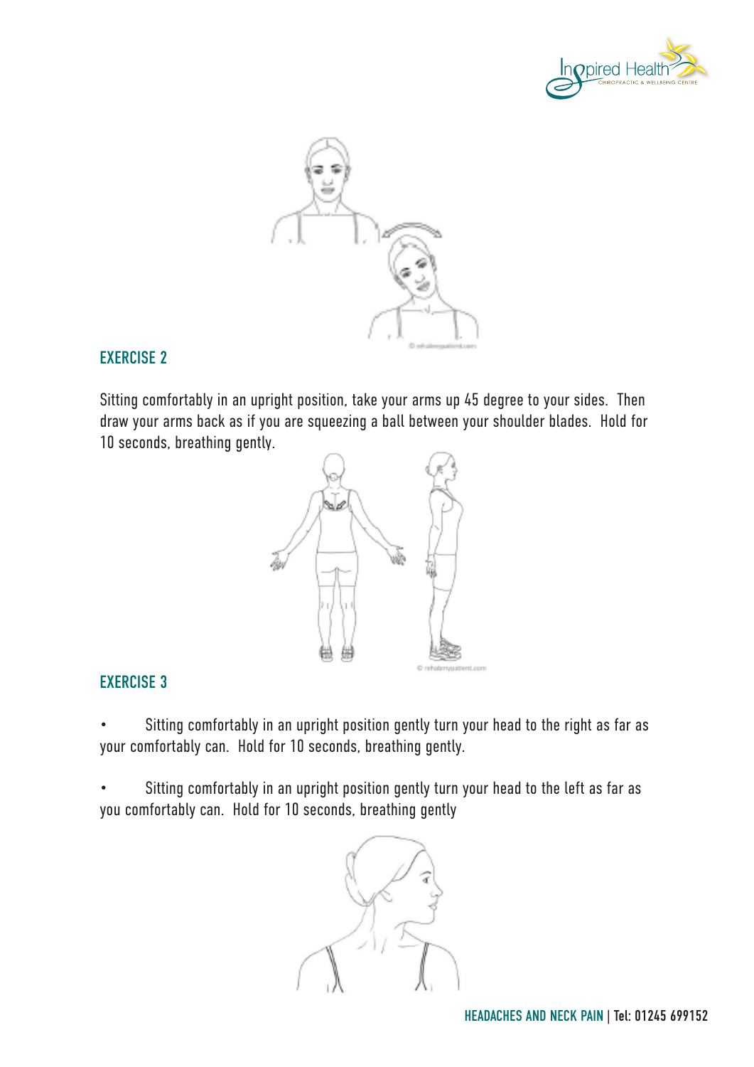## EXERCISE 2

Sitting comfortably in an upright position, take your arms up 45 degree to your sides. Then draw your arms back as if you are squeezing a ball between your shoulder blades. Hold for 10 seconds, breathing gently.

## EXERCISE 3

- Sitting comfortably in an upright position gently turn your head to the right as far as your comfortably can. Hold for 10 seconds, breathing gently.

- Sitting comfortably in an upright position gently turn your head to the left as far as you comfortably can. Hold for 10 seconds, breathing gently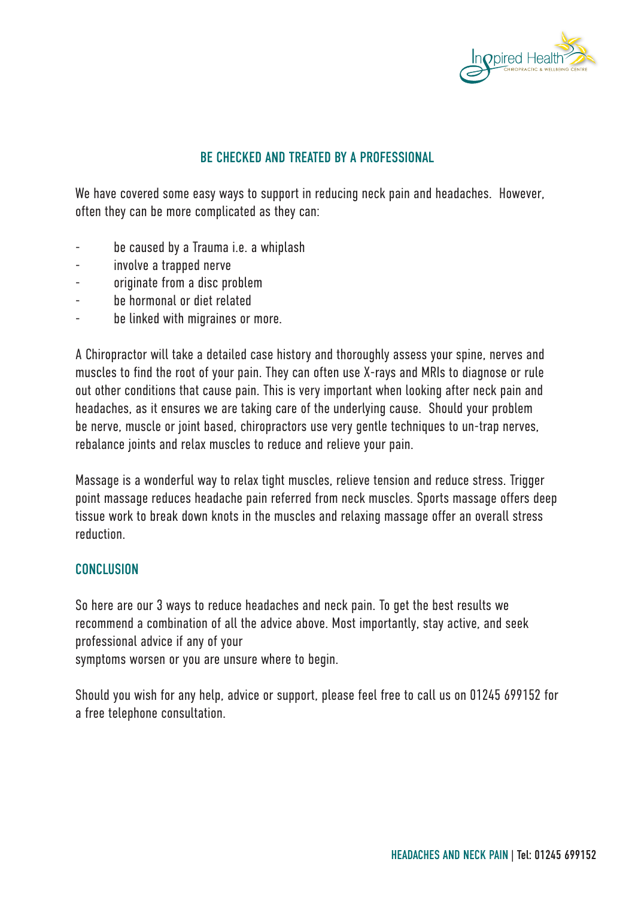## BE CHECKED AND TREATED BY A PROFESSIONAL

We have covered some easy ways to support in reducing neck pain and headaches. However, often they can be more complicated as they can:

- be caused by a Trauma i.e. a whiplash
- involve a trapped nerve
- originate from a disc problem
- be hormonal or diet related
- be linked with migraines or more.

A Chiropractor will take a detailed case history and thoroughly assess your spine, nerves and muscles to find the root of your pain. They can often use X-rays and MRIs to diagnose or rule out other conditions that cause pain. This is very important when looking after neck pain and headaches, as it ensures we are taking care of the underlying cause. Should your problem be nerve, muscle or joint based, chiropractors use very gentle techniques to un-trap nerves, rebalance joints and relax muscles to reduce and relieve your pain.

Massage is a wonderful way to relax tight muscles, relieve tension and reduce stress. Trigger point massage reduces headache pain referred from neck muscles. Sports massage offers deep tissue work to break down knots in the muscles and relaxing massage offer an overall stress reduction.

## CONCLUSION

So here are our 3 ways to reduce headaches and neck pain. To get the best results we recommend a combination of all the advice above. Most importantly, stay active, and seek professional advice if any of your symptoms worsen or you are unsure where to begin.

Should you wish for any help, advice or support, please feel free to call us on 01245 699152 for a free telephone consultation.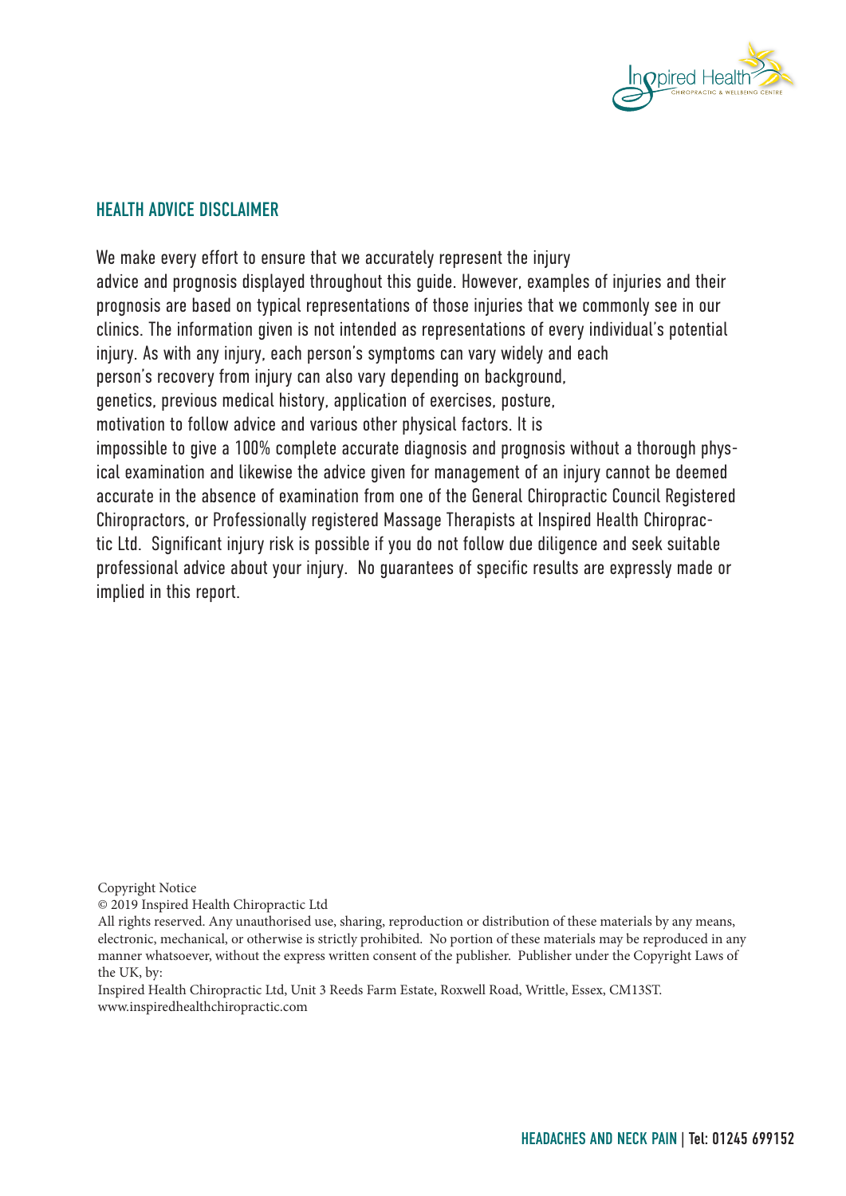## HEALTH ADVICE DISCLAIMER

We make every effort to ensure that we accurately represent the injury advice and prognosis displayed throughout this guide. However, examples of injuries and their prognosis are based on typical representations of those injuries that we commonly see in our clinics. The information given is not intended as representations of every individual's potential injury. As with any injury, each person's symptoms can vary widely and each person's recovery from injury can also vary depending on background, genetics, previous medical history, application of exercises, posture, motivation to follow advice and various other physical factors. It is impossible to give a 100% complete accurate diagnosis and prognosis without a thorough physical examination and likewise the advice given for management of an injury cannot be deemed accurate in the absence of examination from one of the General Chiropractic Council Registered Chiropractors, or Professionally registered Massage Therapists at Inspired Health Chiropractic Ltd. Significant injury risk is possible if you do not follow due diligence and seek suitable professional advice about your injury. No guarantees of specific results are expressly made or implied in this report.

Copyright Notice
© 2019 Inspired Health Chiropractic Ltd
All rights reserved. Any unauthorised use, sharing, reproduction or distribution of these materials by any means, electronic, mechanical, or otherwise is strictly prohibited. No portion of these materials may be reproduced in any manner whatsoever, without the express written consent of the publisher. Publisher under the Copyright Laws of the UK, by:
Inspired Health Chiropractic Ltd, Unit 3 Reeds Farm Estate, Roxwell Road, Writtle, Essex, CM13ST.
www.inspiredhealthchiropractic.com